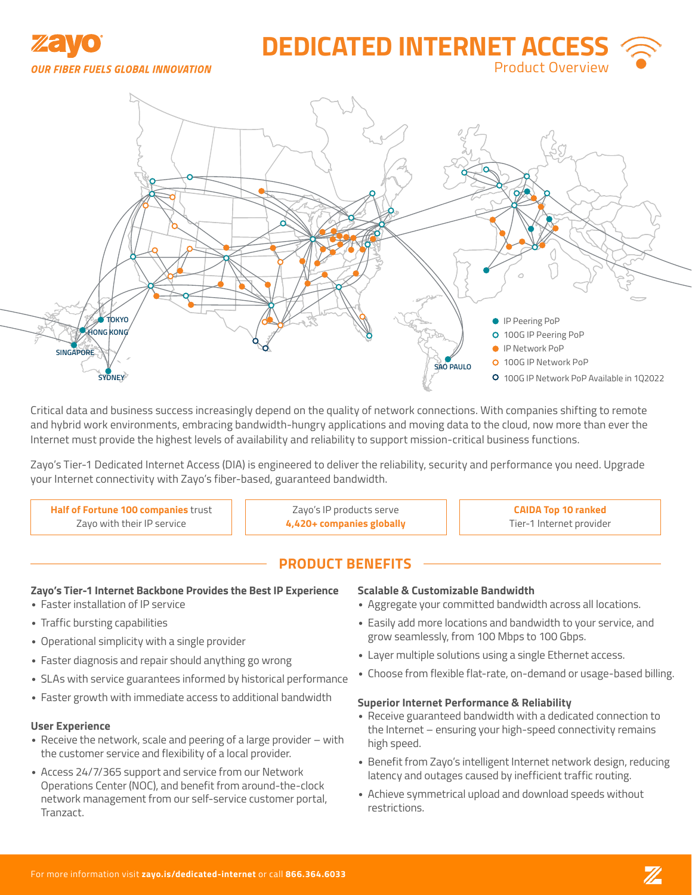zayo

*OUR FIBER FUELS GLOBAL INNOVATION*

# DEDICATED INTERNET ACCESS

Product Overview

TOKYO
HONG KONG
SINGAPORE
SYDNEY
SAO PAULO

- IP Peering PoP
- 100G IP Peering PoP
- IP Network PoP
- 100G IP Network PoP
- 100G IP Network PoP Available in 1Q2022

Critical data and business success increasingly depend on the quality of network connections. With companies shifting to remote and hybrid work environments, embracing bandwidth-hungry applications and moving data to the cloud, now more than ever the Internet must provide the highest levels of availability and reliability to support mission-critical business functions.

Zayo's Tier-1 Dedicated Internet Access (DIA) is engineered to deliver the reliability, security and performance you need. Upgrade your Internet connectivity with Zayo's fiber-based, guaranteed bandwidth.

**Half of Fortune 100 companies** trust Zayo with their IP service

Zayo's IP products serve **4,420+ companies globally**

**CAIDA Top 10 ranked** Tier-1 Internet provider

## PRODUCT BENEFITS

### Zayo's Tier-1 Internet Backbone Provides the Best IP Experience

- Faster installation of IP service
- Traffic bursting capabilities
- Operational simplicity with a single provider
- Faster diagnosis and repair should anything go wrong
- SLAs with service guarantees informed by historical performance
- Faster growth with immediate access to additional bandwidth

### User Experience

- Receive the network, scale and peering of a large provider – with the customer service and flexibility of a local provider.
- Access 24/7/365 support and service from our Network Operations Center (NOC), and benefit from around-the-clock network management from our self-service customer portal, Tranzact.

### Scalable & Customizable Bandwidth

- Aggregate your committed bandwidth across all locations.
- Easily add more locations and bandwidth to your service, and grow seamlessly, from 100 Mbps to 100 Gbps.
- Layer multiple solutions using a single Ethernet access.
- Choose from flexible flat-rate, on-demand or usage-based billing.

### Superior Internet Performance & Reliability

- Receive guaranteed bandwidth with a dedicated connection to the Internet – ensuring your high-speed connectivity remains high speed.
- Benefit from Zayo's intelligent Internet network design, reducing latency and outages caused by inefficient traffic routing.
- Achieve symmetrical upload and download speeds without restrictions.

For more information visit **zayo.is/dedicated-internet** or call **866.364.6033**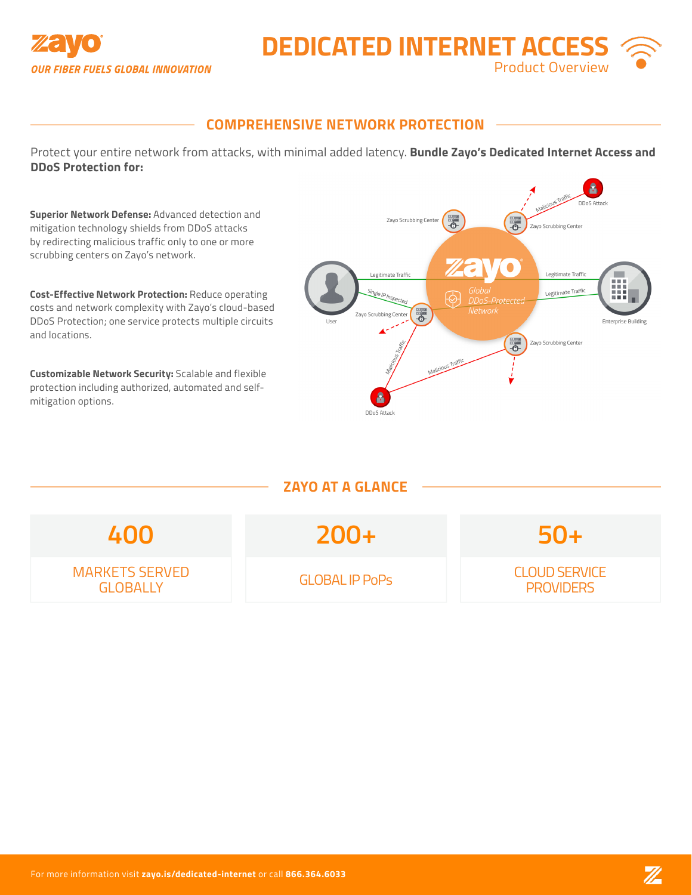# DEDICATED INTERNET ACCESS

Product Overview

## COMPREHENSIVE NETWORK PROTECTION

Protect your entire network from attacks, with minimal added latency. **Bundle Zayo's Dedicated Internet Access and DDoS Protection for:**

**Superior Network Defense:** Advanced detection and mitigation technology shields from DDoS attacks by redirecting malicious traffic only to one or more scrubbing centers on Zayo's network.

**Cost-Effective Network Protection:** Reduce operating costs and network complexity with Zayo's cloud-based DDoS Protection; one service protects multiple circuits and locations.

**Customizable Network Security:** Scalable and flexible protection including authorized, automated and self-mitigation options.

Zayo Scrubbing Center
Malicious Traffic
DDoS Attack
Zayo Scrubbing Center
Legitimate Traffic
Legitimate Traffic
Single IP Inspected
Legitimate Traffic
zayo
Global DDoS-Protected Network
User
Zayo Scrubbing Center
Enterprise Building
Zayo Scrubbing Center
Malicious Traffic
Malicious Traffic
DDoS Attack

## ZAYO AT A GLANCE

| 400 | 200+ | 50+ |
|---|---|---|
| MARKETS SERVED GLOBALLY | GLOBAL IP PoPs | CLOUD SERVICE PROVIDERS |

For more information visit **zayo.is/dedicated-internet** or call **866.364.6033**